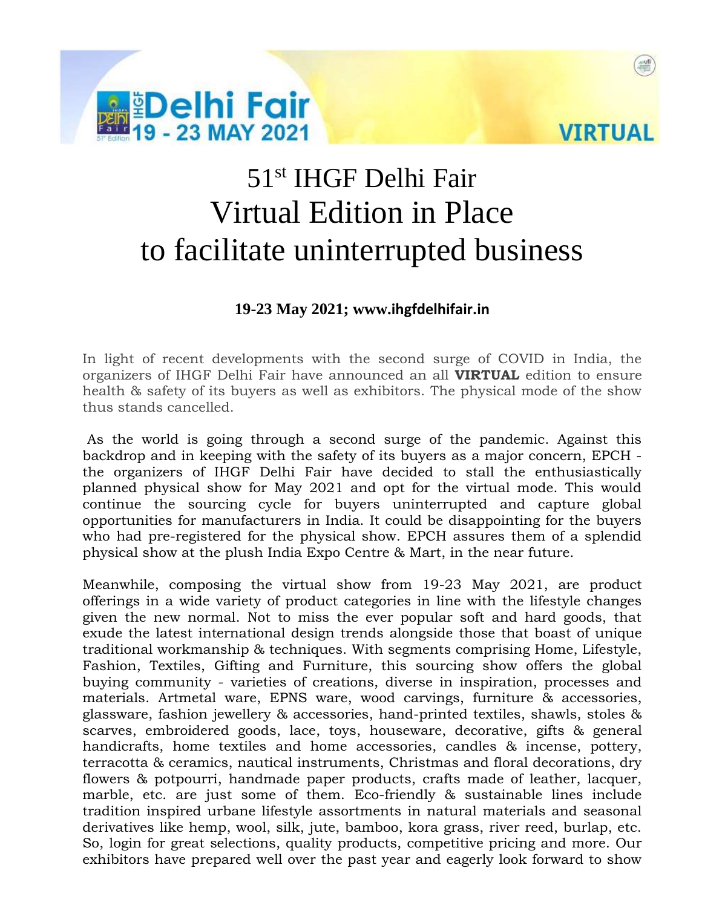Delhi Fair 19 - 23 MAY 2021

VIRTUAL

# 51st IHGF Delhi Fair
# Virtual Edition in Place
# to facilitate uninterrupted business

**19-23 May 2021; www.ihgfdelhifair.in**

In light of recent developments with the second surge of COVID in India, the organizers of IHGF Delhi Fair have announced an all **VIRTUAL** edition to ensure health & safety of its buyers as well as exhibitors. The physical mode of the show thus stands cancelled.

As the world is going through a second surge of the pandemic. Against this backdrop and in keeping with the safety of its buyers as a major concern, EPCH - the organizers of IHGF Delhi Fair have decided to stall the enthusiastically planned physical show for May 2021 and opt for the virtual mode. This would continue the sourcing cycle for buyers uninterrupted and capture global opportunities for manufacturers in India. It could be disappointing for the buyers who had pre-registered for the physical show. EPCH assures them of a splendid physical show at the plush India Expo Centre & Mart, in the near future.

Meanwhile, composing the virtual show from 19-23 May 2021, are product offerings in a wide variety of product categories in line with the lifestyle changes given the new normal. Not to miss the ever popular soft and hard goods, that exude the latest international design trends alongside those that boast of unique traditional workmanship & techniques. With segments comprising Home, Lifestyle, Fashion, Textiles, Gifting and Furniture, this sourcing show offers the global buying community - varieties of creations, diverse in inspiration, processes and materials. Artmetal ware, EPNS ware, wood carvings, furniture & accessories, glassware, fashion jewellery & accessories, hand-printed textiles, shawls, stoles & scarves, embroidered goods, lace, toys, houseware, decorative, gifts & general handicrafts, home textiles and home accessories, candles & incense, pottery, terracotta & ceramics, nautical instruments, Christmas and floral decorations, dry flowers & potpourri, handmade paper products, crafts made of leather, lacquer, marble, etc. are just some of them. Eco-friendly & sustainable lines include tradition inspired urbane lifestyle assortments in natural materials and seasonal derivatives like hemp, wool, silk, jute, bamboo, kora grass, river reed, burlap, etc. So, login for great selections, quality products, competitive pricing and more. Our exhibitors have prepared well over the past year and eagerly look forward to show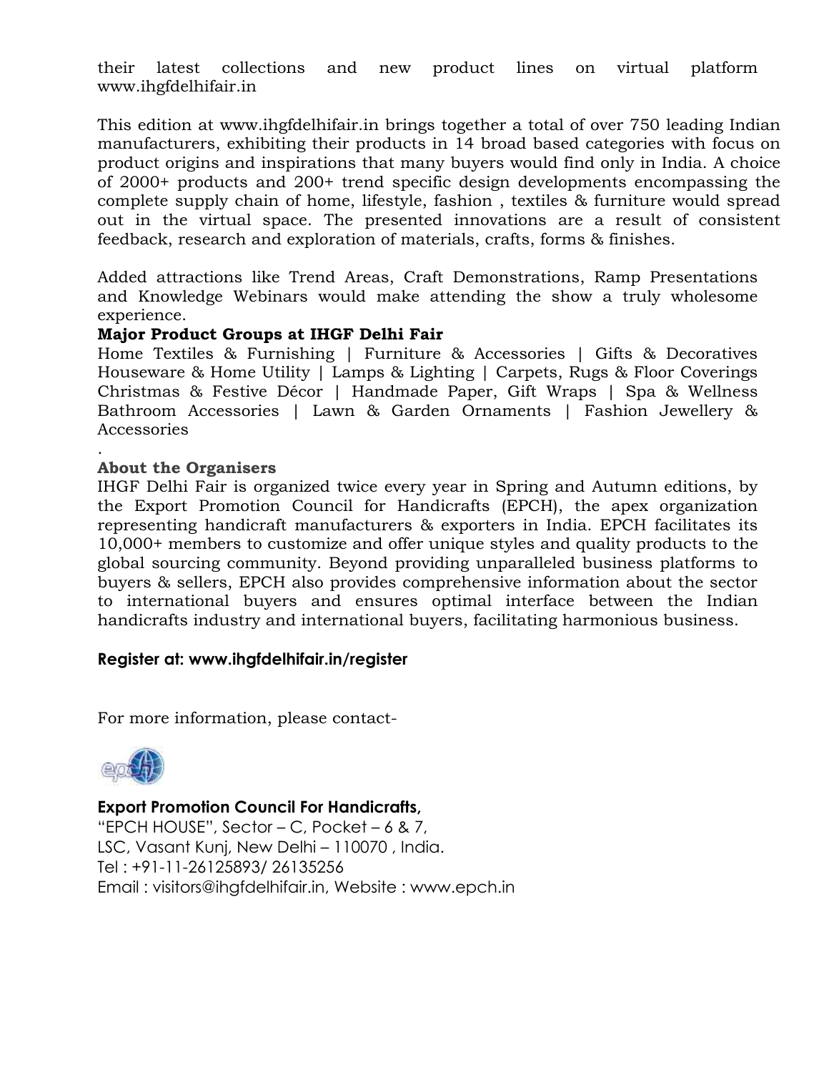their latest collections and new product lines on virtual platform www.ihgfdelhifair.in

This edition at www.ihgfdelhifair.in brings together a total of over 750 leading Indian manufacturers, exhibiting their products in 14 broad based categories with focus on product origins and inspirations that many buyers would find only in India. A choice of 2000+ products and 200+ trend specific design developments encompassing the complete supply chain of home, lifestyle, fashion , textiles & furniture would spread out in the virtual space. The presented innovations are a result of consistent feedback, research and exploration of materials, crafts, forms & finishes.

Added attractions like Trend Areas, Craft Demonstrations, Ramp Presentations and Knowledge Webinars would make attending the show a truly wholesome experience.

**Major Product Groups at IHGF Delhi Fair**

Home Textiles & Furnishing | Furniture & Accessories | Gifts & Decoratives Houseware & Home Utility | Lamps & Lighting | Carpets, Rugs & Floor Coverings Christmas & Festive Décor | Handmade Paper, Gift Wraps | Spa & Wellness Bathroom Accessories | Lawn & Garden Ornaments | Fashion Jewellery & Accessories

.

**About the Organisers**

IHGF Delhi Fair is organized twice every year in Spring and Autumn editions, by the Export Promotion Council for Handicrafts (EPCH), the apex organization representing handicraft manufacturers & exporters in India. EPCH facilitates its 10,000+ members to customize and offer unique styles and quality products to the global sourcing community. Beyond providing unparalleled business platforms to buyers & sellers, EPCH also provides comprehensive information about the sector to international buyers and ensures optimal interface between the Indian handicrafts industry and international buyers, facilitating harmonious business.

**Register at: www.ihgfdelhifair.in/register**

For more information, please contact-

**Export Promotion Council For Handicrafts,**
"EPCH HOUSE", Sector – C, Pocket – 6 & 7,
LSC, Vasant Kunj, New Delhi – 110070 , India.
Tel : +91-11-26125893/ 26135256
Email : visitors@ihgfdelhifair.in, Website : www.epch.in